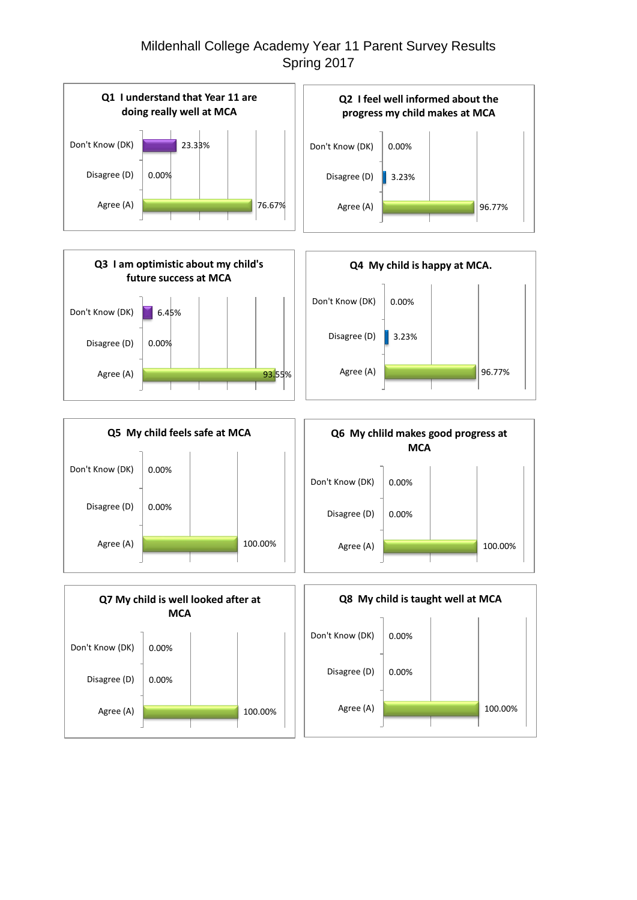# Mildenhall College Academy Year 11 Parent Survey Results
## Spring 2017

### Q1 I understand that Year 11 are doing really well at MCA

| Response | Percentage |
|---|---|
| Don't Know (DK) | 23.33% |
| Disagree (D) | 0.00% |
| Agree (A) | 76.67% |

### Q2 I feel well informed about the progress my child makes at MCA

| Response | Percentage |
|---|---|
| Don't Know (DK) | 0.00% |
| Disagree (D) | 3.23% |
| Agree (A) | 96.77% |

### Q3 I am optimistic about my child's future success at MCA

| Response | Percentage |
|---|---|
| Don't Know (DK) | 6.45% |
| Disagree (D) | 0.00% |
| Agree (A) | 93.55% |

### Q4 My child is happy at MCA.

| Response | Percentage |
|---|---|
| Don't Know (DK) | 0.00% |
| Disagree (D) | 3.23% |
| Agree (A) | 96.77% |

### Q5 My child feels safe at MCA

| Response | Percentage |
|---|---|
| Don't Know (DK) | 0.00% |
| Disagree (D) | 0.00% |
| Agree (A) | 100.00% |

### Q6 My chlild makes good progress at MCA

| Response | Percentage |
|---|---|
| Don't Know (DK) | 0.00% |
| Disagree (D) | 0.00% |
| Agree (A) | 100.00% |

### Q7 My child is well looked after at MCA

| Response | Percentage |
|---|---|
| Don't Know (DK) | 0.00% |
| Disagree (D) | 0.00% |
| Agree (A) | 100.00% |

### Q8 My child is taught well at MCA

| Response | Percentage |
|---|---|
| Don't Know (DK) | 0.00% |
| Disagree (D) | 0.00% |
| Agree (A) | 100.00% |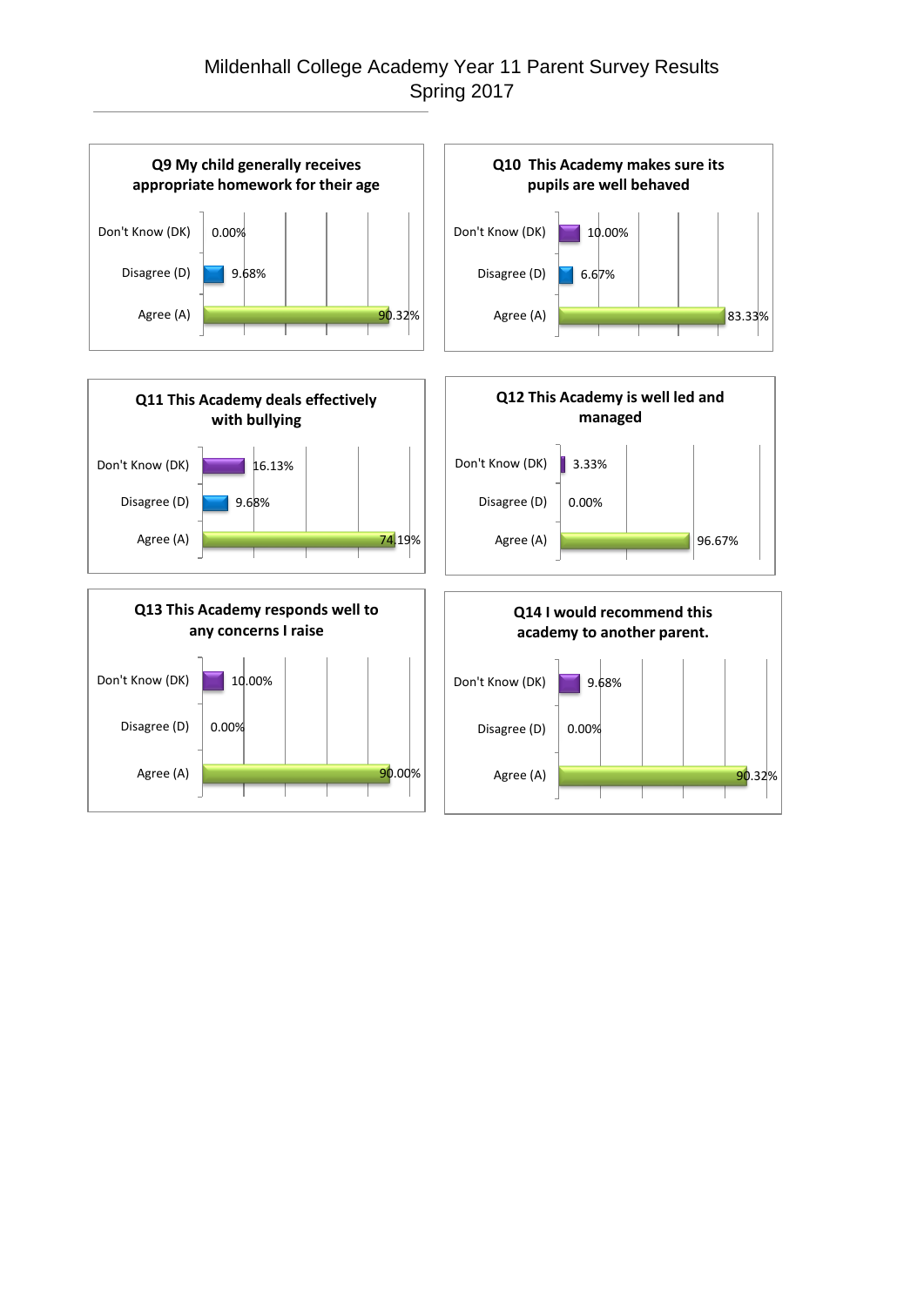# Mildenhall College Academy Year 11 Parent Survey Results
## Spring 2017

**Q9 My child generally receives appropriate homework for their age**

Don't Know (DK) 0.00%

Disagree (D) 9.68%

Agree (A) 90.32%

**Q10 This Academy makes sure its pupils are well behaved**

Don't Know (DK) 10.00%

Disagree (D) 6.67%

Agree (A) 83.33%

**Q11 This Academy deals effectively with bullying**

Don't Know (DK) 16.13%

Disagree (D) 9.68%

Agree (A) 74.19%

**Q12 This Academy is well led and managed**

Don't Know (DK) 3.33%

Disagree (D) 0.00%

Agree (A) 96.67%

**Q13 This Academy responds well to any concerns I raise**

Don't Know (DK) 10.00%

Disagree (D) 0.00%

Agree (A) 90.00%

**Q14 I would recommend this academy to another parent.**

Don't Know (DK) 9.68%

Disagree (D) 0.00%

Agree (A) 90.32%